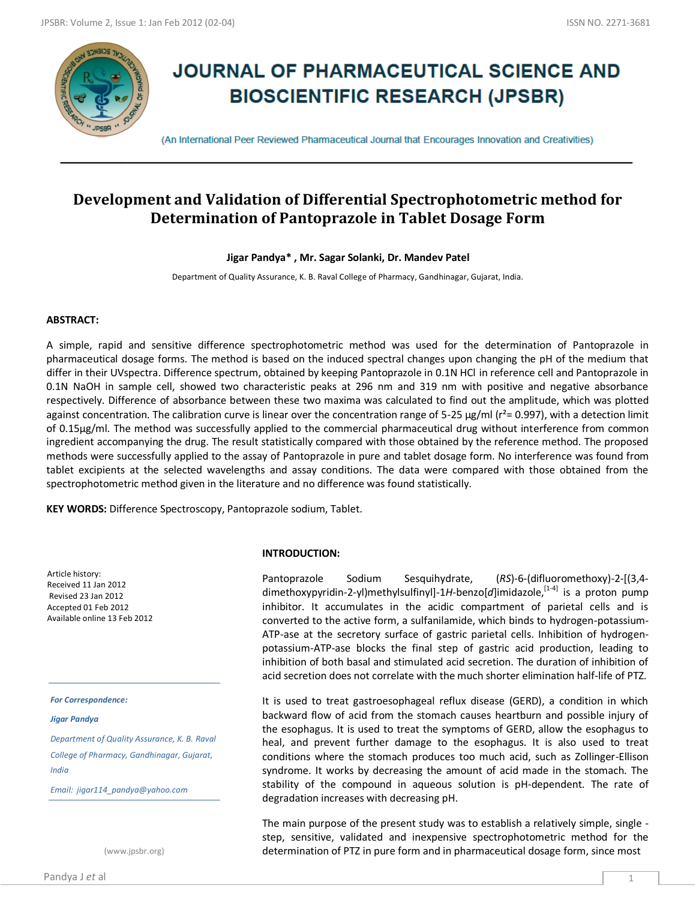# JOURNAL OF PHARMACEUTICAL SCIENCE AND BIOSCIENTIFIC RESEARCH (JPSBR)

(An International Peer Reviewed Pharmaceutical Journal that Encourages Innovation and Creativities)

## Development and Validation of Differential Spectrophotometric method for Determination of Pantoprazole in Tablet Dosage Form

**Jigar Pandya\* , Mr. Sagar Solanki, Dr. Mandev Patel**

Department of Quality Assurance, K. B. Raval College of Pharmacy, Gandhinagar, Gujarat, India.

### ABSTRACT:

A simple, rapid and sensitive difference spectrophotometric method was used for the determination of Pantoprazole in pharmaceutical dosage forms. The method is based on the induced spectral changes upon changing the pH of the medium that differ in their UVspectra. Difference spectrum, obtained by keeping Pantoprazole in 0.1N HCl in reference cell and Pantoprazole in 0.1N NaOH in sample cell, showed two characteristic peaks at 296 nm and 319 nm with positive and negative absorbance respectively. Difference of absorbance between these two maxima was calculated to find out the amplitude, which was plotted against concentration. The calibration curve is linear over the concentration range of 5-25 μg/ml ($r^2$= 0.997), with a detection limit of 0.15μg/ml. The method was successfully applied to the commercial pharmaceutical drug without interference from common ingredient accompanying the drug. The result statistically compared with those obtained by the reference method. The proposed methods were successfully applied to the assay of Pantoprazole in pure and tablet dosage form. No interference was found from tablet excipients at the selected wavelengths and assay conditions. The data were compared with those obtained from the spectrophotometric method given in the literature and no difference was found statistically.

**KEY WORDS:** Difference Spectroscopy, Pantoprazole sodium, Tablet.

Article history:
Received 11 Jan 2012
Revised 23 Jan 2012
Accepted 01 Feb 2012
Available online 13 Feb 2012

*For Correspondence:*

*Jigar Pandya*

*Department of Quality Assurance, K. B. Raval College of Pharmacy, Gandhinagar, Gujarat, India*

*Email: jigar114_pandya@yahoo.com*

(www.jpsbr.org)

### INTRODUCTION:

Pantoprazole Sodium Sesquihydrate, (*RS*)-6-(difluoromethoxy)-2-[(3,4-dimethoxypyridin-2-yl)methylsulfinyl]-1*H*-benzo[*d*]imidazole,[1-4] is a proton pump inhibitor. It accumulates in the acidic compartment of parietal cells and is converted to the active form, a sulfanilamide, which binds to hydrogen-potassium-ATP-ase at the secretory surface of gastric parietal cells. Inhibition of hydrogen-potassium-ATP-ase blocks the final step of gastric acid production, leading to inhibition of both basal and stimulated acid secretion. The duration of inhibition of acid secretion does not correlate with the much shorter elimination half-life of PTZ.

It is used to treat gastroesophageal reflux disease (GERD), a condition in which backward flow of acid from the stomach causes heartburn and possible injury of the esophagus. It is used to treat the symptoms of GERD, allow the esophagus to heal, and prevent further damage to the esophagus. It is also used to treat conditions where the stomach produces too much acid, such as Zollinger-Ellison syndrome. It works by decreasing the amount of acid made in the stomach. The stability of the compound in aqueous solution is pH-dependent. The rate of degradation increases with decreasing pH.

The main purpose of the present study was to establish a relatively simple, single - step, sensitive, validated and inexpensive spectrophotometric method for the determination of PTZ in pure form and in pharmaceutical dosage form, since most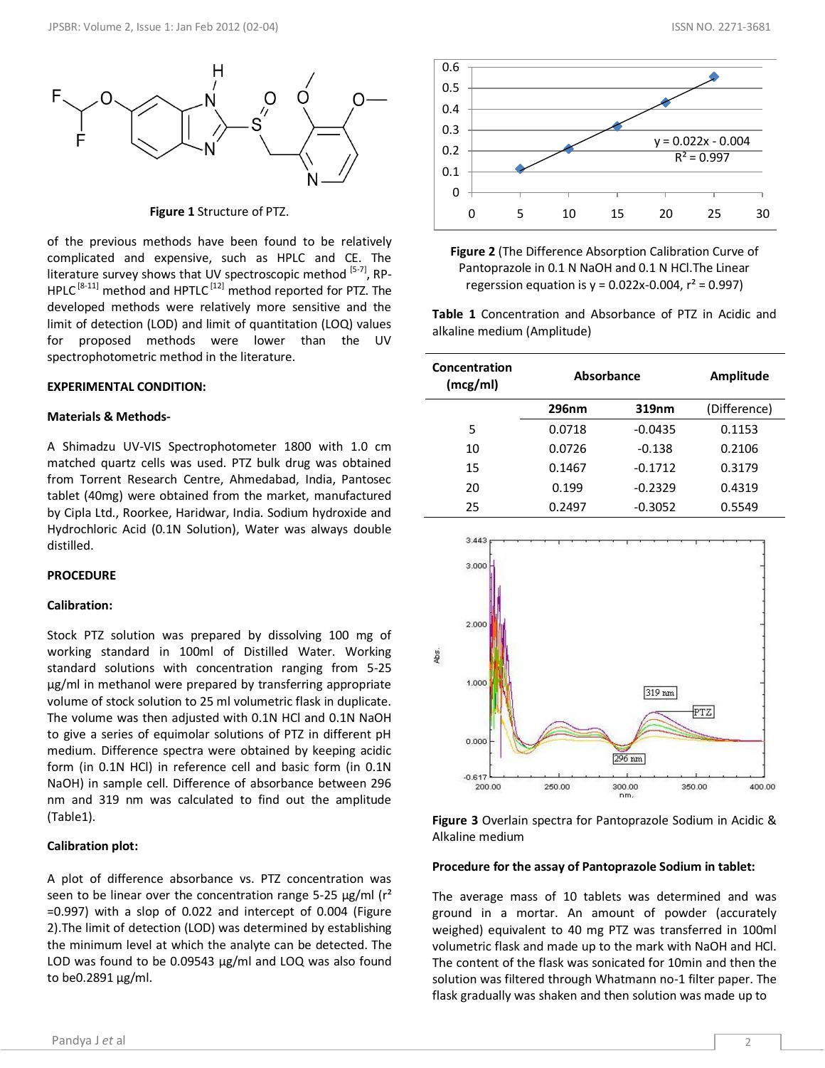Figure 1 Structure of PTZ.

of the previous methods have been found to be relatively complicated and expensive, such as HPLC and CE. The literature survey shows that UV spectroscopic method [5-7], RP-HPLC [8-11] method and HPTLC [12] method reported for PTZ. The developed methods were relatively more sensitive and the limit of detection (LOD) and limit of quantitation (LOQ) values for proposed methods were lower than the UV spectrophotometric method in the literature.

**EXPERIMENTAL CONDITION:**

**Materials & Methods-**

A Shimadzu UV-VIS Spectrophotometer 1800 with 1.0 cm matched quartz cells was used. PTZ bulk drug was obtained from Torrent Research Centre, Ahmedabad, India, Pantosec tablet (40mg) were obtained from the market, manufactured by Cipla Ltd., Roorkee, Haridwar, India. Sodium hydroxide and Hydrochloric Acid (0.1N Solution), Water was always double distilled.

**PROCEDURE**

**Calibration:**

Stock PTZ solution was prepared by dissolving 100 mg of working standard in 100ml of Distilled Water. Working standard solutions with concentration ranging from 5-25 µg/ml in methanol were prepared by transferring appropriate volume of stock solution to 25 ml volumetric flask in duplicate. The volume was then adjusted with 0.1N HCl and 0.1N NaOH to give a series of equimolar solutions of PTZ in different pH medium. Difference spectra were obtained by keeping acidic form (in 0.1N HCl) in reference cell and basic form (in 0.1N NaOH) in sample cell. Difference of absorbance between 296 nm and 319 nm was calculated to find out the amplitude (Table1).

**Calibration plot:**

A plot of difference absorbance vs. PTZ concentration was seen to be linear over the concentration range 5-25 µg/ml ($r^2$ =0.997) with a slop of 0.022 and intercept of 0.004 (Figure 2).The limit of detection (LOD) was determined by establishing the minimum level at which the analyte can be detected. The LOD was found to be 0.09543 µg/ml and LOQ was also found to be0.2891 µg/ml.

Figure 2 (The Difference Absorption Calibration Curve of Pantoprazole in 0.1 N NaOH and 0.1 N HCl.The Linear regerssion equation is $y = 0.022x-0.004$, $r^2 = 0.997$)

Table 1 Concentration and Absorbance of PTZ in Acidic and alkaline medium (Amplitude)

| Concentration (mcg/ml) | Absorbance | | Amplitude |
|---|---|---|---|
| | 296nm | 319nm | (Difference) |
| 5 | 0.0718 | -0.0435 | 0.1153 |
| 10 | 0.0726 | -0.138 | 0.2106 |
| 15 | 0.1467 | -0.1712 | 0.3179 |
| 20 | 0.199 | -0.2329 | 0.4319 |
| 25 | 0.2497 | -0.3052 | 0.5549 |

**Figure 3** Overlain spectra for Pantoprazole Sodium in Acidic & Alkaline medium

**Procedure for the assay of Pantoprazole Sodium in tablet:**

The average mass of 10 tablets was determined and was ground in a mortar. An amount of powder (accurately weighed) equivalent to 40 mg PTZ was transferred in 100ml volumetric flask and made up to the mark with NaOH and HCl. The content of the flask was sonicated for 10min and then the solution was filtered through Whatmann no-1 filter paper. The flask gradually was shaken and then solution was made up to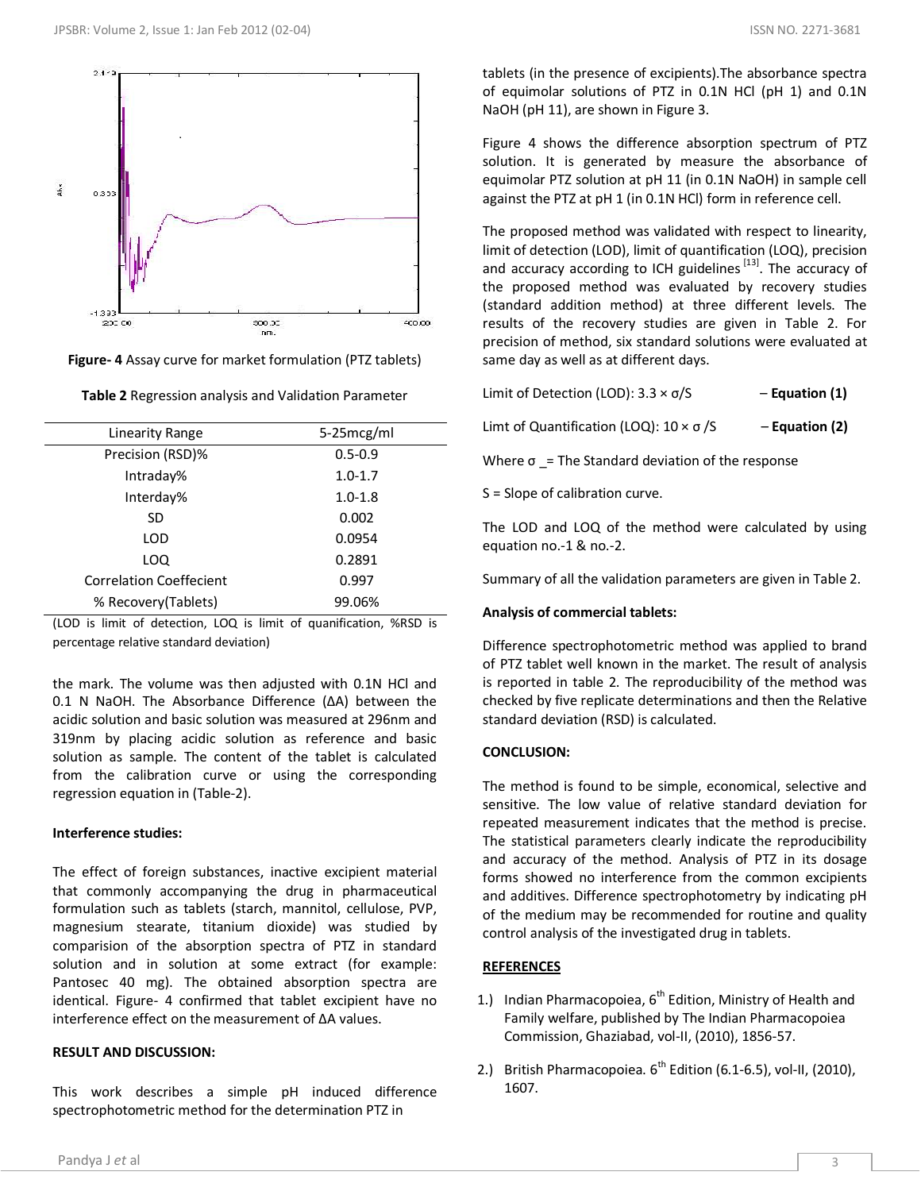Figure- 4 Assay curve for market formulation (PTZ tablets)

**Table 2** Regression analysis and Validation Parameter

| Linearity Range | 5-25mcg/ml |
|---|---|
| Precision (RSD)% | 0.5-0.9 |
| Intraday% | 1.0-1.7 |
| Interday% | 1.0-1.8 |
| SD | 0.002 |
| LOD | 0.0954 |
| LOQ | 0.2891 |
| Correlation Coeffecient | 0.997 |
| % Recovery(Tablets) | 99.06% |

(LOD is limit of detection, LOQ is limit of quanification, %RSD is percentage relative standard deviation)

the mark. The volume was then adjusted with 0.1N HCl and 0.1 N NaOH. The Absorbance Difference (ΔA) between the acidic solution and basic solution was measured at 296nm and 319nm by placing acidic solution as reference and basic solution as sample. The content of the tablet is calculated from the calibration curve or using the corresponding regression equation in (Table-2).

**Interference studies:**

The effect of foreign substances, inactive excipient material that commonly accompanying the drug in pharmaceutical formulation such as tablets (starch, mannitol, cellulose, PVP, magnesium stearate, titanium dioxide) was studied by comparision of the absorption spectra of PTZ in standard solution and in solution at some extract (for example: Pantosec 40 mg). The obtained absorption spectra are identical. Figure- 4 confirmed that tablet excipient have no interference effect on the measurement of ΔA values.

**RESULT AND DISCUSSION:**

This work describes a simple pH induced difference spectrophotometric method for the determination PTZ in tablets (in the presence of excipients).The absorbance spectra of equimolar solutions of PTZ in 0.1N HCl (pH 1) and 0.1N NaOH (pH 11), are shown in Figure 3.

Figure 4 shows the difference absorption spectrum of PTZ solution. It is generated by measure the absorbance of equimolar PTZ solution at pH 11 (in 0.1N NaOH) in sample cell against the PTZ at pH 1 (in 0.1N HCl) form in reference cell.

The proposed method was validated with respect to linearity, limit of detection (LOD), limit of quantification (LOQ), precision and accuracy according to ICH guidelines [13]. The accuracy of the proposed method was evaluated by recovery studies (standard addition method) at three different levels. The results of the recovery studies are given in Table 2. For precision of method, six standard solutions were evaluated at same day as well as at different days.

Limit of Detection (LOD): $3.3 \times \sigma/S$ – **Equation (1)**

Limt of Quantification (LOQ): $10 \times \sigma/S$ – **Equation (2)**

Where σ _= The Standard deviation of the response

S = Slope of calibration curve.

The LOD and LOQ of the method were calculated by using equation no.-1 & no.-2.

Summary of all the validation parameters are given in Table 2.

**Analysis of commercial tablets:**

Difference spectrophotometric method was applied to brand of PTZ tablet well known in the market. The result of analysis is reported in table 2. The reproducibility of the method was checked by five replicate determinations and then the Relative standard deviation (RSD) is calculated.

**CONCLUSION:**

The method is found to be simple, economical, selective and sensitive. The low value of relative standard deviation for repeated measurement indicates that the method is precise. The statistical parameters clearly indicate the reproducibility and accuracy of the method. Analysis of PTZ in its dosage forms showed no interference from the common excipients and additives. Difference spectrophotometry by indicating pH of the medium may be recommended for routine and quality control analysis of the investigated drug in tablets.

**REFERENCES**

1.) Indian Pharmacopoiea, 6th Edition, Ministry of Health and Family welfare, published by The Indian Pharmacopoiea Commission, Ghaziabad, vol-II, (2010), 1856-57.

2.) British Pharmacopoiea. 6th Edition (6.1-6.5), vol-II, (2010), 1607.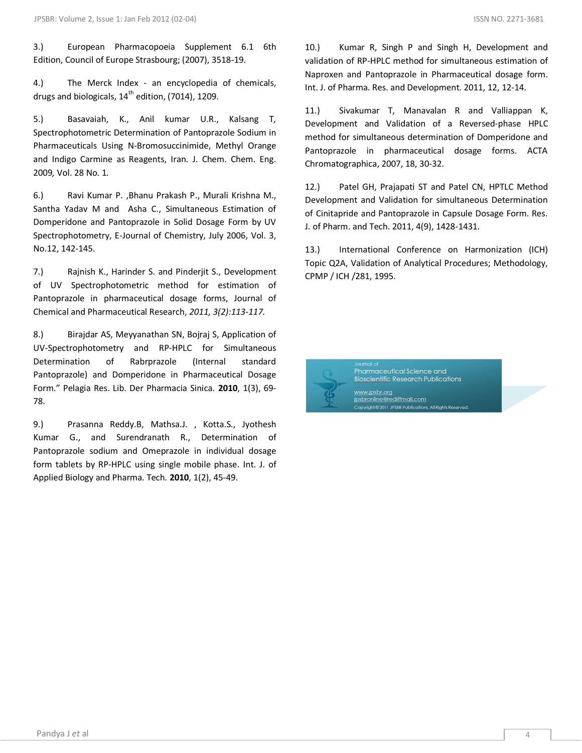3.) European Pharmacopoeia Supplement 6.1 6th Edition, Council of Europe Strasbourg; (2007), 3518-19.

4.) The Merck Index - an encyclopedia of chemicals, drugs and biologicals, 14th edition, (7014), 1209.

5.) Basavaiah, K., Anil kumar U.R., Kalsang T, Spectrophotometric Determination of Pantoprazole Sodium in Pharmaceuticals Using N-Bromosuccinimide, Methyl Orange and Indigo Carmine as Reagents, Iran. J. Chem. Chem. Eng. 2009, Vol. 28 No. 1.

6.) Ravi Kumar P. ,Bhanu Prakash P., Murali Krishna M., Santha Yadav M and Asha C., Simultaneous Estimation of Domperidone and Pantoprazole in Solid Dosage Form by UV Spectrophotometry, E-Journal of Chemistry, July 2006, Vol. 3, No.12, 142-145.

7.) Rajnish K., Harinder S. and Pinderjit S., Development of UV Spectrophotometric method for estimation of Pantoprazole in pharmaceutical dosage forms, Journal of Chemical and Pharmaceutical Research, *2011, 3(2):113-117.*

8.) Birajdar AS, Meyyanathan SN, Bojraj S, Application of UV-Spectrophotometry and RP-HPLC for Simultaneous Determination of Rabrprazole (Internal standard Pantoprazole) and Domperidone in Pharmaceutical Dosage Form." Pelagia Res. Lib. Der Pharmacia Sinica. **2010**, 1(3), 69-78.

9.) Prasanna Reddy.B, Mathsa.J. , Kotta.S., Jyothesh Kumar G., and Surendranath R., Determination of Pantoprazole sodium and Omeprazole in individual dosage form tablets by RP-HPLC using single mobile phase. Int. J. of Applied Biology and Pharma. Tech. **2010**, 1(2), 45-49.

10.) Kumar R, Singh P and Singh H, Development and validation of RP-HPLC method for simultaneous estimation of Naproxen and Pantoprazole in Pharmaceutical dosage form. Int. J. of Pharma. Res. and Development. 2011, 12, 12-14.

11.) Sivakumar T, Manavalan R and Valliappan K, Development and Validation of a Reversed-phase HPLC method for simultaneous determination of Domperidone and Pantoprazole in pharmaceutical dosage forms. ACTA Chromatographica, 2007, 18, 30-32.

12.) Patel GH, Prajapati ST and Patel CN, HPTLC Method Development and Validation for simultaneous Determination of Cinitapride and Pantoprazole in Capsule Dosage Form. Res. J. of Pharm. and Tech. 2011, 4(9), 1428-1431.

13.) International Conference on Harmonization (ICH) Topic Q2A, Validation of Analytical Procedures; Methodology, CPMP / ICH /281, 1995.

Journal of
Pharmaceutical Science and
Bioscientific Research Publications

www.jpsbr.org
jpsbronline@rediffmail.com
Copyright © 2011 JPSBR Publications, All Rights Reserved.